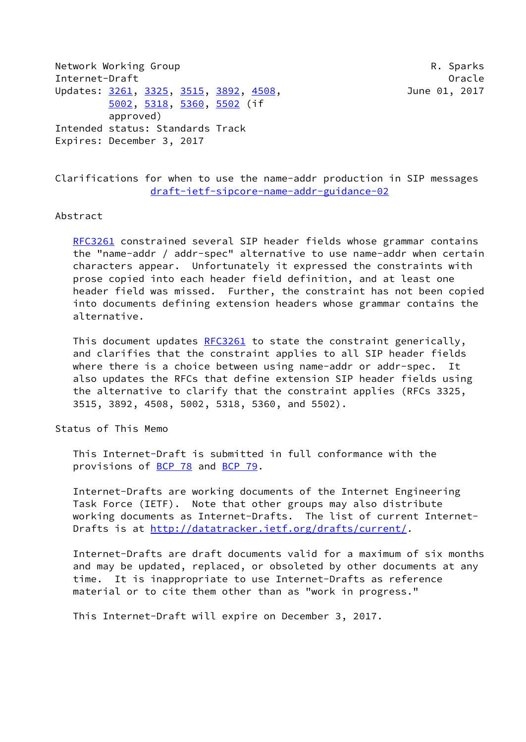Network Working Group R. Sparks
Internet-Draft Oracle
Updates: 3261, 3325, 3515, 3892, 4508, June 01, 2017
5002, 5318, 5360, 5502 (if
approved)
Intended status: Standards Track
Expires: December 3, 2017

# Clarifications for when to use the name-addr production in SIP messages
draft-ietf-sipcore-name-addr-guidance-02

## Abstract

RFC3261 constrained several SIP header fields whose grammar contains the "name-addr / addr-spec" alternative to use name-addr when certain characters appear. Unfortunately it expressed the constraints with prose copied into each header field definition, and at least one header field was missed. Further, the constraint has not been copied into documents defining extension headers whose grammar contains the alternative.

This document updates RFC3261 to state the constraint generically, and clarifies that the constraint applies to all SIP header fields where there is a choice between using name-addr or addr-spec. It also updates the RFCs that define extension SIP header fields using the alternative to clarify that the constraint applies (RFCs 3325, 3515, 3892, 4508, 5002, 5318, 5360, and 5502).

## Status of This Memo

This Internet-Draft is submitted in full conformance with the provisions of BCP 78 and BCP 79.

Internet-Drafts are working documents of the Internet Engineering Task Force (IETF). Note that other groups may also distribute working documents as Internet-Drafts. The list of current Internet-Drafts is at http://datatracker.ietf.org/drafts/current/.

Internet-Drafts are draft documents valid for a maximum of six months and may be updated, replaced, or obsoleted by other documents at any time. It is inappropriate to use Internet-Drafts as reference material or to cite them other than as "work in progress."

This Internet-Draft will expire on December 3, 2017.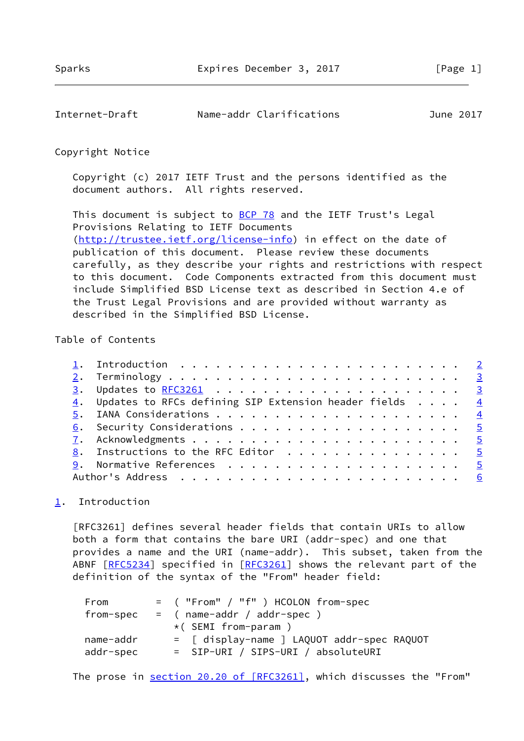Copyright Notice

Copyright (c) 2017 IETF Trust and the persons identified as the document authors. All rights reserved.

This document is subject to BCP 78 and the IETF Trust's Legal Provisions Relating to IETF Documents (http://trustee.ietf.org/license-info) in effect on the date of publication of this document. Please review these documents carefully, as they describe your rights and restrictions with respect to this document. Code Components extracted from this document must include Simplified BSD License text as described in Section 4.e of the Trust Legal Provisions and are provided without warranty as described in the Simplified BSD License.

Table of Contents

```
   1.  Introduction . . . . . . . . . . . . . . . . . . . . . . . .   2
   2.  Terminology  . . . . . . . . . . . . . . . . . . . . . . . .   3
   3.  Updates to RFC3261 . . . . . . . . . . . . . . . . . . . . .   3
   4.  Updates to RFCs defining SIP Extension header fields . . . .   4
   5.  IANA Considerations  . . . . . . . . . . . . . . . . . . . .   4
   6.  Security Considerations  . . . . . . . . . . . . . . . . . .   5
   7.  Acknowledgments  . . . . . . . . . . . . . . . . . . . . . .   5
   8.  Instructions to the RFC Editor . . . . . . . . . . . . . . .   5
   9.  Normative References . . . . . . . . . . . . . . . . . . . .   5
   Author's Address . . . . . . . . . . . . . . . . . . . . . . . .   6
```

## 1. Introduction

[RFC3261] defines several header fields that contain URIs to allow both a form that contains the bare URI (addr-spec) and one that provides a name and the URI (name-addr). This subset, taken from the ABNF [RFC5234] specified in [RFC3261] shows the relevant part of the definition of the syntax of the "From" header field:

```
From        =  ( "From" / "f" ) HCOLON from-spec
from-spec   =  ( name-addr / addr-spec )
               *( SEMI from-param )
name-addr      =  [ display-name ] LAQUOT addr-spec RAQUOT
addr-spec      =  SIP-URI / SIPS-URI / absoluteURI
```

The prose in section 20.20 of [RFC3261], which discusses the "From"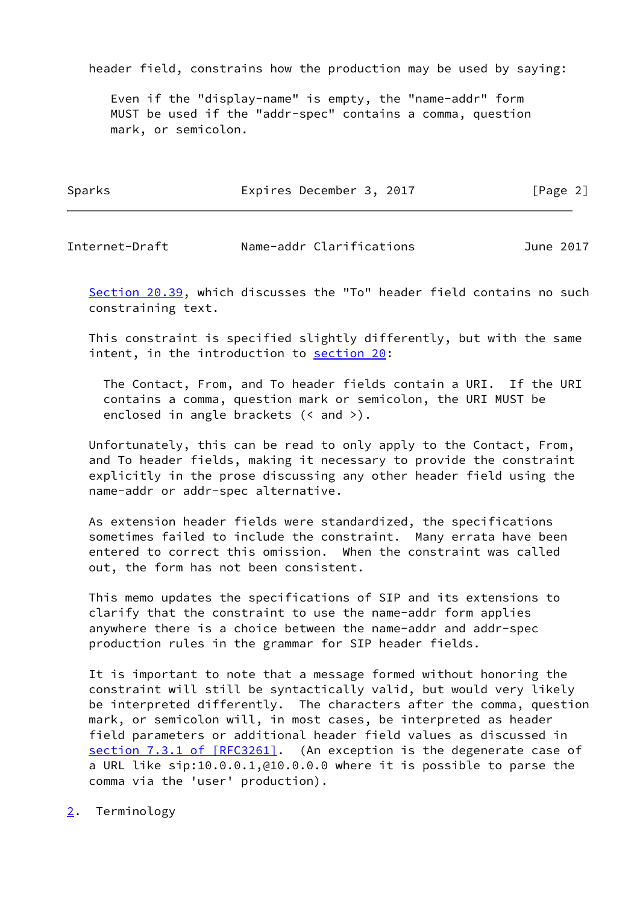header field, constrains how the production may be used by saying:

> Even if the "display-name" is empty, the "name-addr" form MUST be used if the "addr-spec" contains a comma, question mark, or semicolon.

Section 20.39, which discusses the "To" header field contains no such constraining text.

This constraint is specified slightly differently, but with the same intent, in the introduction to section 20:

> The Contact, From, and To header fields contain a URI. If the URI contains a comma, question mark or semicolon, the URI MUST be enclosed in angle brackets (< and >).

Unfortunately, this can be read to only apply to the Contact, From, and To header fields, making it necessary to provide the constraint explicitly in the prose discussing any other header field using the name-addr or addr-spec alternative.

As extension header fields were standardized, the specifications sometimes failed to include the constraint. Many errata have been entered to correct this omission. When the constraint was called out, the form has not been consistent.

This memo updates the specifications of SIP and its extensions to clarify that the constraint to use the name-addr form applies anywhere there is a choice between the name-addr and addr-spec production rules in the grammar for SIP header fields.

It is important to note that a message formed without honoring the constraint will still be syntactically valid, but would very likely be interpreted differently. The characters after the comma, question mark, or semicolon will, in most cases, be interpreted as header field parameters or additional header field values as discussed in section 7.3.1 of [RFC3261]. (An exception is the degenerate case of a URL like sip:10.0.0.1,@10.0.0.0 where it is possible to parse the comma via the 'user' production).

## 2. Terminology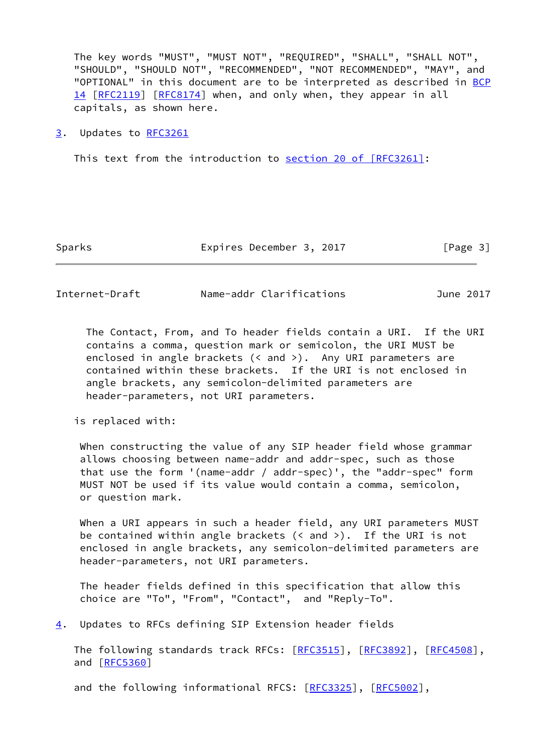The key words "MUST", "MUST NOT", "REQUIRED", "SHALL", "SHALL NOT", "SHOULD", "SHOULD NOT", "RECOMMENDED", "NOT RECOMMENDED", "MAY", and "OPTIONAL" in this document are to be interpreted as described in BCP 14 [RFC2119] [RFC8174] when, and only when, they appear in all capitals, as shown here.

## 3. Updates to RFC3261

This text from the introduction to section 20 of [RFC3261]:

> The Contact, From, and To header fields contain a URI. If the URI contains a comma, question mark or semicolon, the URI MUST be enclosed in angle brackets (< and >). Any URI parameters are contained within these brackets. If the URI is not enclosed in angle brackets, any semicolon-delimited parameters are header-parameters, not URI parameters.

is replaced with:

> When constructing the value of any SIP header field whose grammar allows choosing between name-addr and addr-spec, such as those that use the form '(name-addr / addr-spec)', the "addr-spec" form MUST NOT be used if its value would contain a comma, semicolon, or question mark.
>
> When a URI appears in such a header field, any URI parameters MUST be contained within angle brackets (< and >). If the URI is not enclosed in angle brackets, any semicolon-delimited parameters are header-parameters, not URI parameters.
>
> The header fields defined in this specification that allow this choice are "To", "From", "Contact", and "Reply-To".

## 4. Updates to RFCs defining SIP Extension header fields

The following standards track RFCs: [RFC3515], [RFC3892], [RFC4508], and [RFC5360]

and the following informational RFCS: [RFC3325], [RFC5002],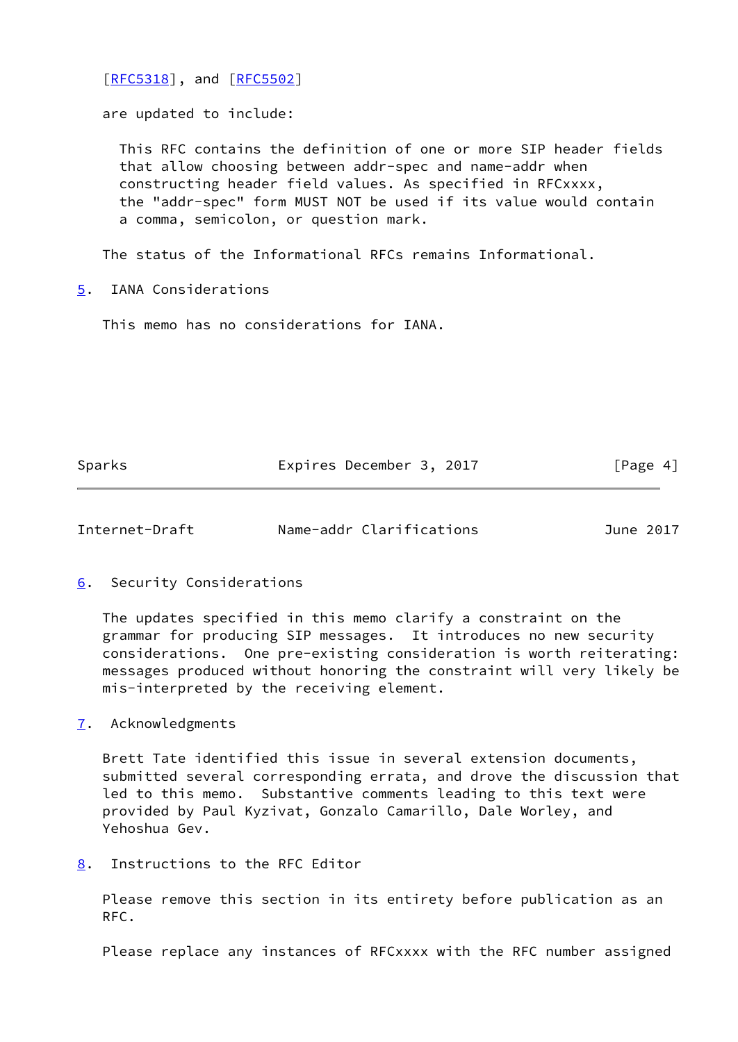[RFC5318], and [RFC5502]

are updated to include:

> This RFC contains the definition of one or more SIP header fields that allow choosing between addr-spec and name-addr when constructing header field values. As specified in RFCxxxx, the "addr-spec" form MUST NOT be used if its value would contain a comma, semicolon, or question mark.

The status of the Informational RFCs remains Informational.

## 5. IANA Considerations

This memo has no considerations for IANA.

## 6. Security Considerations

The updates specified in this memo clarify a constraint on the grammar for producing SIP messages. It introduces no new security considerations. One pre-existing consideration is worth reiterating: messages produced without honoring the constraint will very likely be mis-interpreted by the receiving element.

## 7. Acknowledgments

Brett Tate identified this issue in several extension documents, submitted several corresponding errata, and drove the discussion that led to this memo. Substantive comments leading to this text were provided by Paul Kyzivat, Gonzalo Camarillo, Dale Worley, and Yehoshua Gev.

## 8. Instructions to the RFC Editor

Please remove this section in its entirety before publication as an RFC.

Please replace any instances of RFCxxxx with the RFC number assigned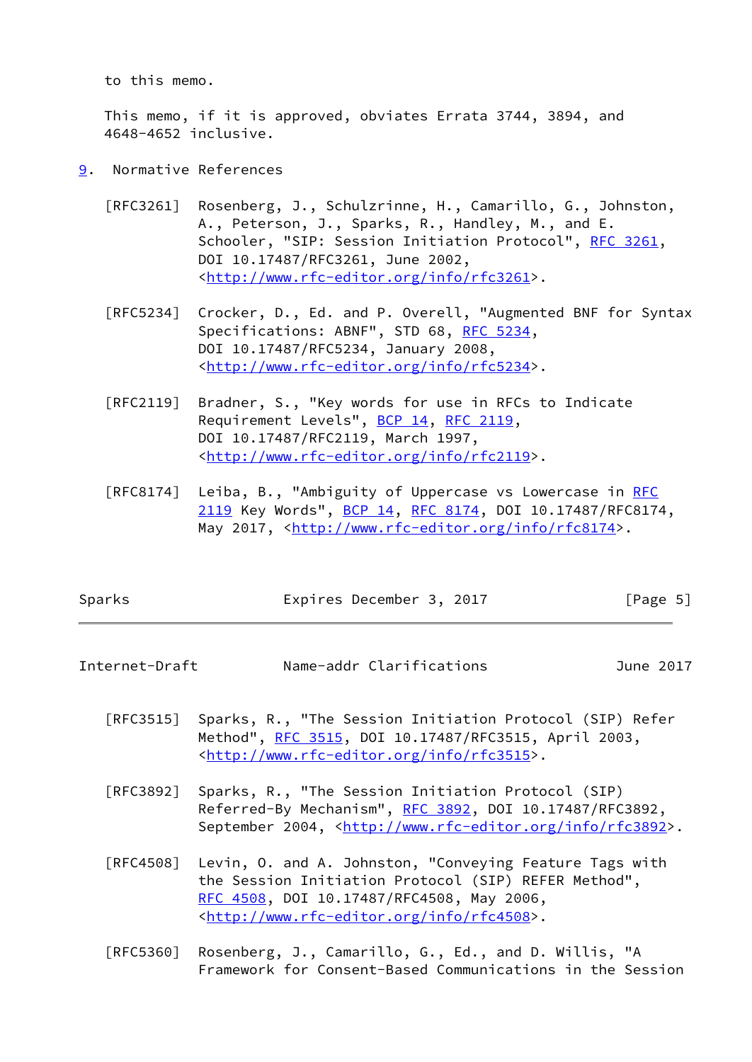to this memo.

This memo, if it is approved, obviates Errata 3744, 3894, and 4648-4652 inclusive.

## 9. Normative References

[RFC3261] Rosenberg, J., Schulzrinne, H., Camarillo, G., Johnston, A., Peterson, J., Sparks, R., Handley, M., and E. Schooler, "SIP: Session Initiation Protocol", RFC 3261, DOI 10.17487/RFC3261, June 2002, <http://www.rfc-editor.org/info/rfc3261>.

[RFC5234] Crocker, D., Ed. and P. Overell, "Augmented BNF for Syntax Specifications: ABNF", STD 68, RFC 5234, DOI 10.17487/RFC5234, January 2008, <http://www.rfc-editor.org/info/rfc5234>.

[RFC2119] Bradner, S., "Key words for use in RFCs to Indicate Requirement Levels", BCP 14, RFC 2119, DOI 10.17487/RFC2119, March 1997, <http://www.rfc-editor.org/info/rfc2119>.

[RFC8174] Leiba, B., "Ambiguity of Uppercase vs Lowercase in RFC 2119 Key Words", BCP 14, RFC 8174, DOI 10.17487/RFC8174, May 2017, <http://www.rfc-editor.org/info/rfc8174>.

[RFC3515] Sparks, R., "The Session Initiation Protocol (SIP) Refer Method", RFC 3515, DOI 10.17487/RFC3515, April 2003, <http://www.rfc-editor.org/info/rfc3515>.

[RFC3892] Sparks, R., "The Session Initiation Protocol (SIP) Referred-By Mechanism", RFC 3892, DOI 10.17487/RFC3892, September 2004, <http://www.rfc-editor.org/info/rfc3892>.

[RFC4508] Levin, O. and A. Johnston, "Conveying Feature Tags with the Session Initiation Protocol (SIP) REFER Method", RFC 4508, DOI 10.17487/RFC4508, May 2006, <http://www.rfc-editor.org/info/rfc4508>.

[RFC5360] Rosenberg, J., Camarillo, G., Ed., and D. Willis, "A Framework for Consent-Based Communications in the Session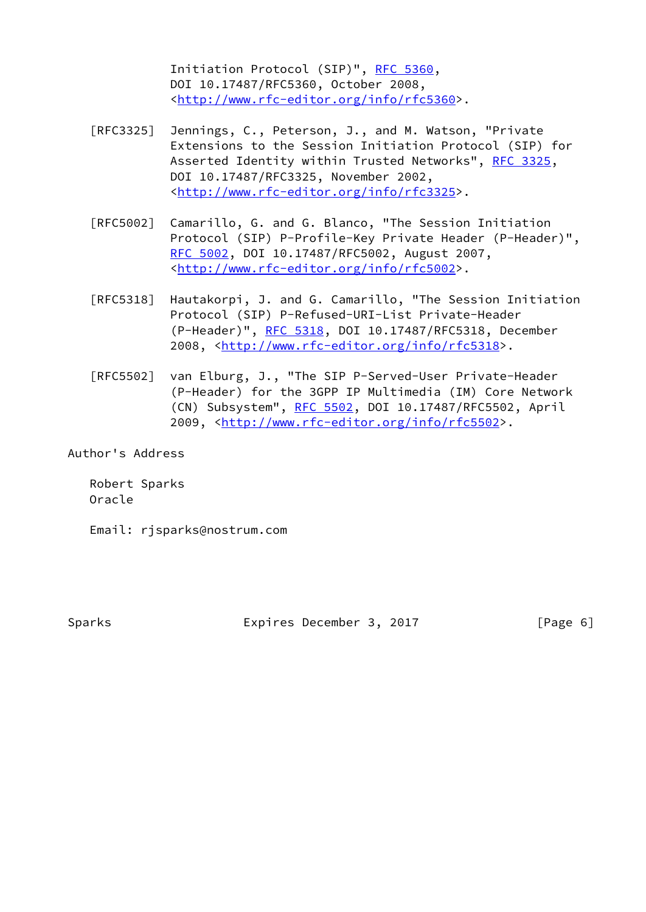Initiation Protocol (SIP)", RFC 5360, DOI 10.17487/RFC5360, October 2008, <http://www.rfc-editor.org/info/rfc5360>.

[RFC3325] Jennings, C., Peterson, J., and M. Watson, "Private Extensions to the Session Initiation Protocol (SIP) for Asserted Identity within Trusted Networks", RFC 3325, DOI 10.17487/RFC3325, November 2002, <http://www.rfc-editor.org/info/rfc3325>.

[RFC5002] Camarillo, G. and G. Blanco, "The Session Initiation Protocol (SIP) P-Profile-Key Private Header (P-Header)", RFC 5002, DOI 10.17487/RFC5002, August 2007, <http://www.rfc-editor.org/info/rfc5002>.

[RFC5318] Hautakorpi, J. and G. Camarillo, "The Session Initiation Protocol (SIP) P-Refused-URI-List Private-Header (P-Header)", RFC 5318, DOI 10.17487/RFC5318, December 2008, <http://www.rfc-editor.org/info/rfc5318>.

[RFC5502] van Elburg, J., "The SIP P-Served-User Private-Header (P-Header) for the 3GPP IP Multimedia (IM) Core Network (CN) Subsystem", RFC 5502, DOI 10.17487/RFC5502, April 2009, <http://www.rfc-editor.org/info/rfc5502>.

## Author's Address

Robert Sparks
Oracle

Email: rjsparks@nostrum.com